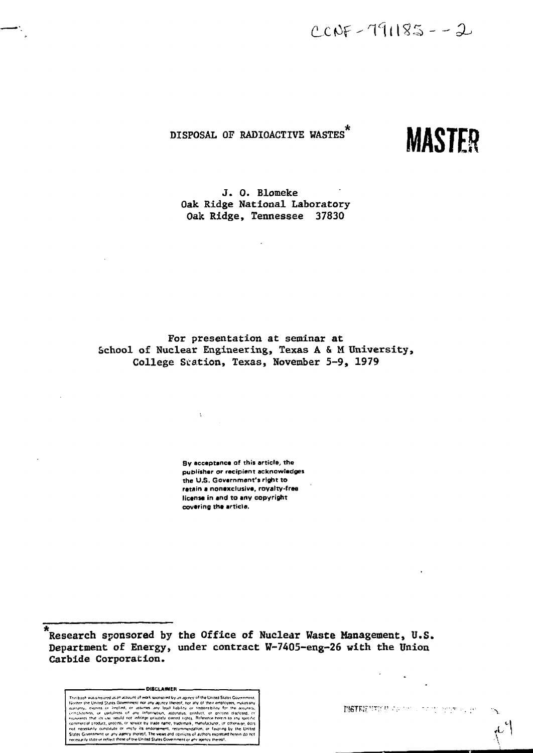CONF-791185--2

# DISPOSAL OF RADIOACTIVE WASTES*

**MASTER**

J. O. Blomeke
Oak Ridge National Laboratory
Oak Ridge, Tennessee 37830

For presentation at seminar at
School of Nuclear Engineering, Texas A & M University,
College Station, Texas, November 5-9, 1979

By acceptance of this article, the publisher or recipient acknowledges the U.S. Government's right to retain a nonexclusive, royalty-free license in and to any copyright covering the article.

*Research sponsored by the Office of Nuclear Waste Management, U.S. Department of Energy, under contract W-7405-eng-26 with the Union Carbide Corporation.

**DISCLAIMER**

This book was prepared as an account of work sponsored by an agency of the United States Government. Neither the United States Government nor any agency thereof, nor any of their employees, makes any warranty, express or implied, or assumes any legal liability or responsibility for the accuracy, completeness, or usefulness of any information, apparatus, product, or process disclosed, or represents that its use would not infringe privately owned rights. Reference herein to any specific commercial product, process, or service by trade name, trademark, manufacturer, or otherwise, does not necessarily constitute or imply its endorsement, recommendation, or favoring by the United States Government or any agency thereof. The views and opinions of authors expressed herein do not necessarily state or reflect those of the United States Government or any agency thereof.

DISTRIBUTION ...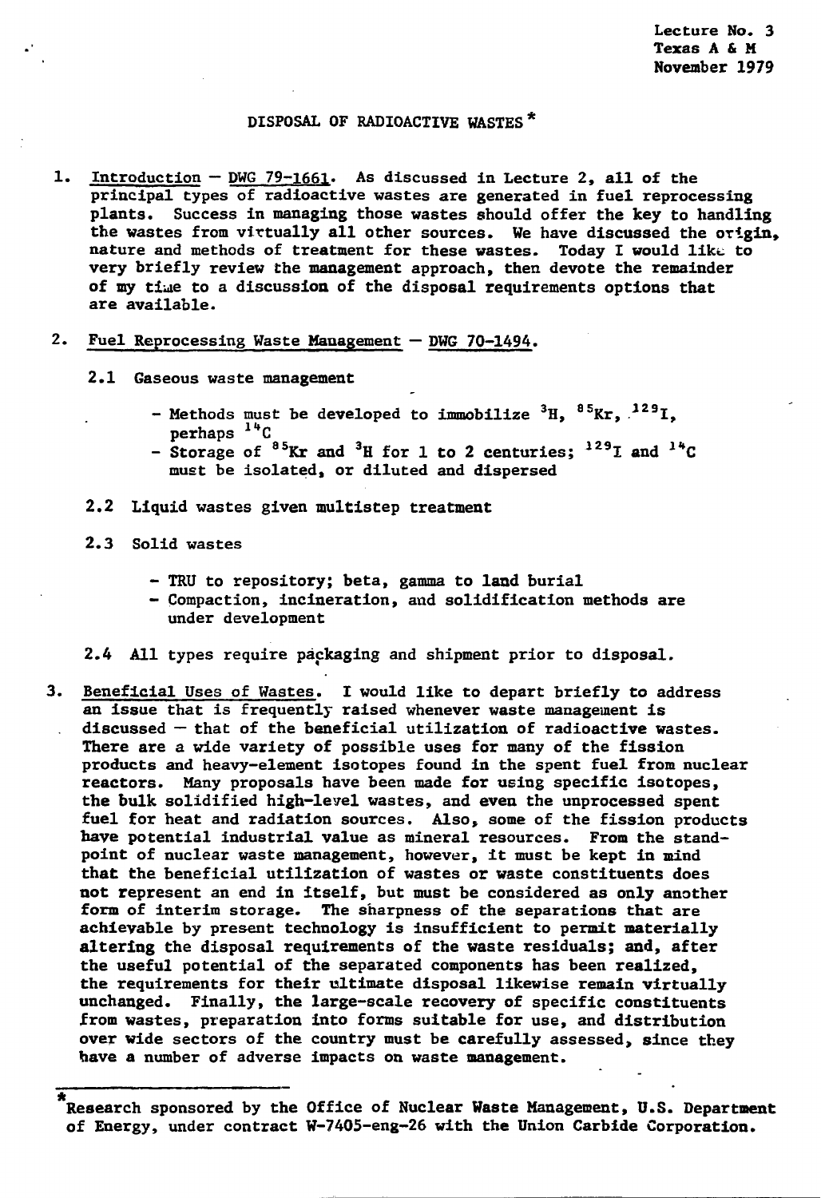Lecture No. 3
Texas A & M
November 1979

# DISPOSAL OF RADIOACTIVE WASTES*

1. Introduction — DWG 79-1661. As discussed in Lecture 2, all of the principal types of radioactive wastes are generated in fuel reprocessing plants. Success in managing those wastes should offer the key to handling the wastes from virtually all other sources. We have discussed the origin, nature and methods of treatment for these wastes. Today I would like to very briefly review the management approach, then devote the remainder of my time to a discussion of the disposal requirements options that are available.

2. Fuel Reprocessing Waste Management — DWG 70-1494.

   2.1 Gaseous waste management

   - Methods must be developed to immobilize $^{3}H$, $^{85}Kr$, $^{129}I$, perhaps $^{14}C$
   - Storage of $^{85}Kr$ and $^{3}H$ for 1 to 2 centuries; $^{129}I$ and $^{14}C$ must be isolated, or diluted and dispersed

   2.2 Liquid wastes given multistep treatment

   2.3 Solid wastes

   - TRU to repository; beta, gamma to land burial
   - Compaction, incineration, and solidification methods are under development

   2.4 All types require packaging and shipment prior to disposal.

3. Beneficial Uses of Wastes. I would like to depart briefly to address an issue that is frequently raised whenever waste management is discussed — that of the beneficial utilization of radioactive wastes. There are a wide variety of possible uses for many of the fission products and heavy-element isotopes found in the spent fuel from nuclear reactors. Many proposals have been made for using specific isotopes, the bulk solidified high-level wastes, and even the unprocessed spent fuel for heat and radiation sources. Also, some of the fission products have potential industrial value as mineral resources. From the standpoint of nuclear waste management, however, it must be kept in mind that the beneficial utilization of wastes or waste constituents does not represent an end in itself, but must be considered as only another form of interim storage. The sharpness of the separations that are achievable by present technology is insufficient to permit materially altering the disposal requirements of the waste residuals; and, after the useful potential of the separated components has been realized, the requirements for their ultimate disposal likewise remain virtually unchanged. Finally, the large-scale recovery of specific constituents from wastes, preparation into forms suitable for use, and distribution over wide sectors of the country must be carefully assessed, since they have a number of adverse impacts on waste management.

---

*Research sponsored by the Office of Nuclear Waste Management, U.S. Department of Energy, under contract W-7405-eng-26 with the Union Carbide Corporation.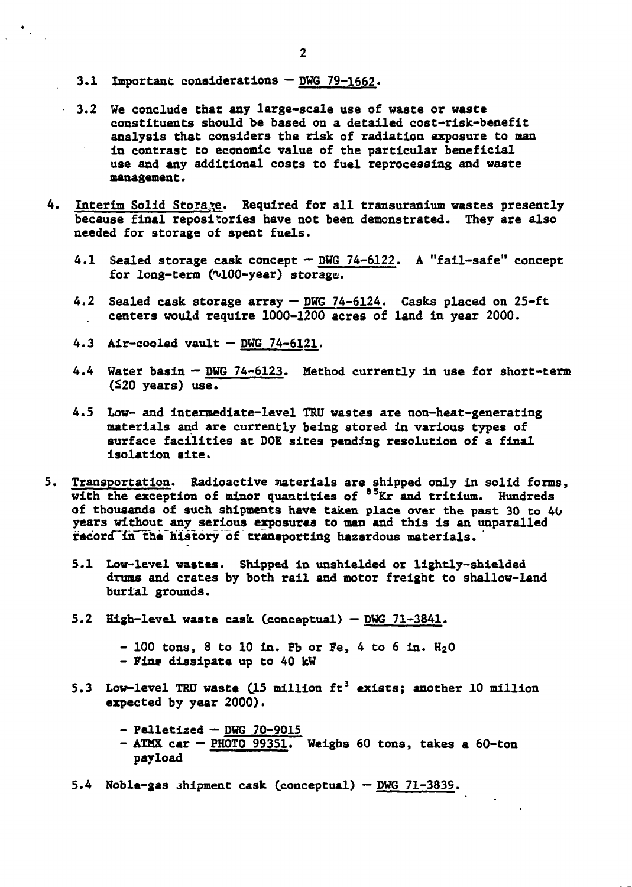3.1 Important considerations — DWG 79-1662.

3.2 We conclude that any large-scale use of waste or waste constituents should be based on a detailed cost-risk-benefit analysis that considers the risk of radiation exposure to man in contrast to economic value of the particular beneficial use and any additional costs to fuel reprocessing and waste management.

4. Interim Solid Storage. Required for all transuranium wastes presently because final repositories have not been demonstrated. They are also needed for storage of spent fuels.

   4.1 Sealed storage cask concept — DWG 74-6122. A "fail-safe" concept for long-term (∿100-year) storage.

   4.2 Sealed cask storage array — DWG 74-6124. Casks placed on 25-ft centers would require 1000-1200 acres of land in year 2000.

   4.3 Air-cooled vault — DWG 74-6121.

   4.4 Water basin — DWG 74-6123. Method currently in use for short-term (≤20 years) use.

   4.5 Low- and intermediate-level TRU wastes are non-heat-generating materials and are currently being stored in various types of surface facilities at DOE sites pending resolution of a final isolation site.

5. Transportation. Radioactive materials are shipped only in solid forms, with the exception of minor quantities of $^{85}$Kr and tritium. Hundreds of thousands of such shipments have taken place over the past 30 to 40 years without any serious exposures to man and this is an unparalled record in the history of transporting hazardous materials.

   5.1 Low-level wastes. Shipped in unshielded or lightly-shielded drums and crates by both rail and motor freight to shallow-land burial grounds.

   5.2 High-level waste cask (conceptual) — DWG 71-3841.

      - 100 tons, 8 to 10 in. Pb or Fe, 4 to 6 in. $H_2O$
      - Fins dissipate up to 40 kW

   5.3 Low-level TRU waste (15 million ft$^3$ exists; another 10 million expected by year 2000).

      - Pelletized — DWG 70-9015
      - ATMX car — PHOTO 99351. Weighs 60 tons, takes a 60-ton payload

   5.4 Noble-gas shipment cask (conceptual) — DWG 71-3839.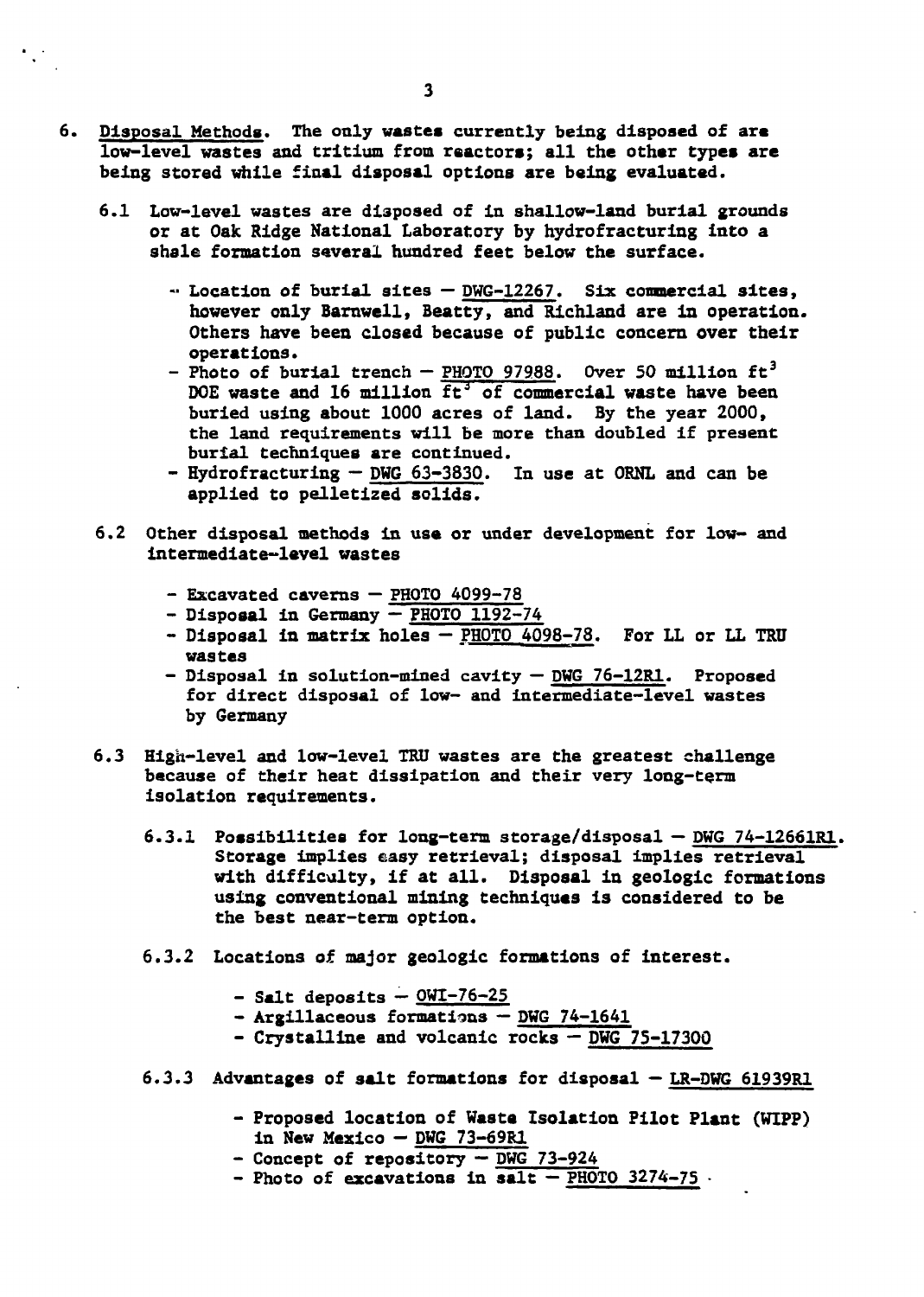6. <u>Disposal Methods</u>. The only wastes currently being disposed of are low-level wastes and tritium from reactors; all the other types are being stored while final disposal options are being evaluated.

   6.1 Low-level wastes are disposed of in shallow-land burial grounds or at Oak Ridge National Laboratory by hydrofracturing into a shale formation several hundred feet below the surface.

      - Location of burial sites — <u>DWG-12267</u>. Six commercial sites, however only Barnwell, Beatty, and Richland are in operation. Others have been closed because of public concern over their operations.
      - Photo of burial trench — <u>PHOTO 97988</u>. Over 50 million $ft^3$ DOE waste and 16 million $ft^3$ of commercial waste have been buried using about 1000 acres of land. By the year 2000, the land requirements will be more than doubled if present burial techniques are continued.
      - Hydrofracturing — <u>DWG 63-3830</u>. In use at ORNL and can be applied to pelletized solids.

   6.2 Other disposal methods in use or under development for low- and intermediate-level wastes

      - Excavated caverns — <u>PHOTO 4099-78</u>
      - Disposal in Germany — <u>PHOTO 1192-74</u>
      - Disposal in matrix holes — <u>PHOTO 4098-78</u>. For LL or LL TRU wastes
      - Disposal in solution-mined cavity — <u>DWG 76-12R1</u>. Proposed for direct disposal of low- and intermediate-level wastes by Germany

   6.3 High-level and low-level TRU wastes are the greatest challenge because of their heat dissipation and their very long-term isolation requirements.

      6.3.1 Possibilities for long-term storage/disposal — <u>DWG 74-12661R1</u>. Storage implies easy retrieval; disposal implies retrieval with difficulty, if at all. Disposal in geologic formations using conventional mining techniques is considered to be the best near-term option.

      6.3.2 Locations of major geologic formations of interest.

      - Salt deposits — <u>OWI-76-25</u>
      - Argillaceous formations — <u>DWG 74-1641</u>
      - Crystalline and volcanic rocks — <u>DWG 75-17300</u>

      6.3.3 Advantages of salt formations for disposal — <u>LR-DWG 61939R1</u>

      - Proposed location of Waste Isolation Pilot Plant (WIPP) in New Mexico — <u>DWG 73-69R1</u>
      - Concept of repository — <u>DWG 73-924</u>
      - Photo of excavations in salt — <u>PHOTO 3274-75</u>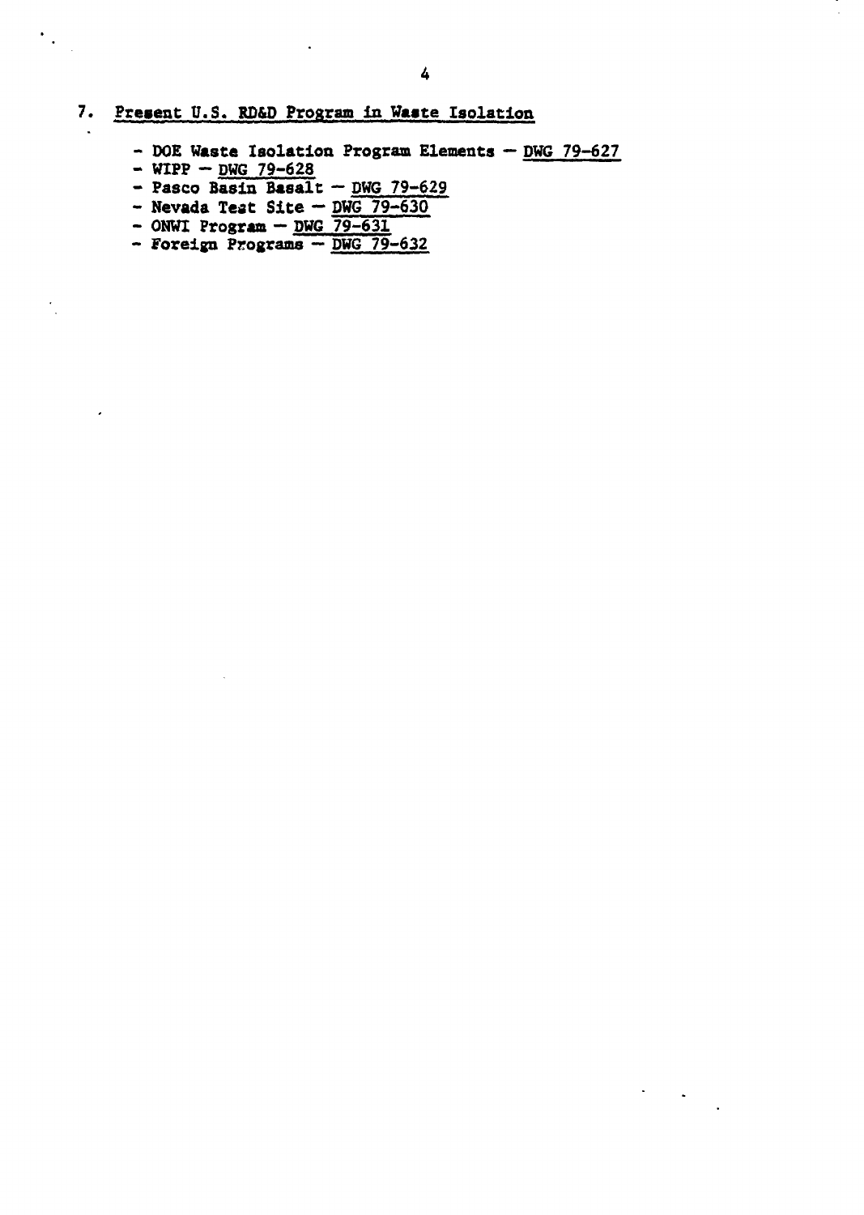7. <u>Present U.S. RD&D Program in Waste Isolation</u>

- DOE Waste Isolation Program Elements — <u>DWG 79-627</u>
- WIPP — <u>DWG 79-628</u>
- Pasco Basin Basalt — <u>DWG 79-629</u>
- Nevada Test Site — <u>DWG 79-630</u>
- ONWI Program — <u>DWG 79-631</u>
- Foreign Programs — <u>DWG 79-632</u>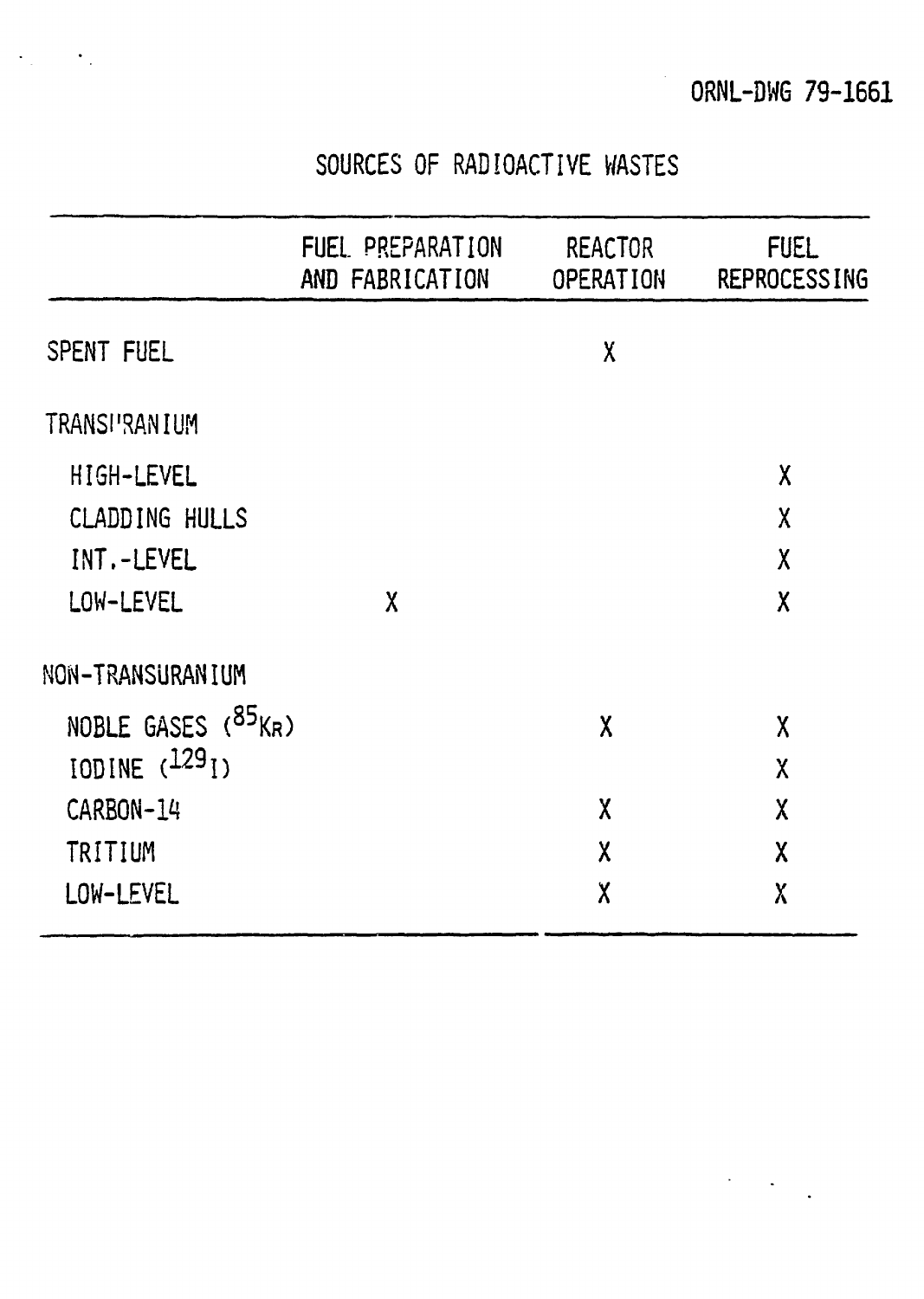ORNL-DWG 79-1661

## SOURCES OF RADIOACTIVE WASTES

| | FUEL PREPARATION AND FABRICATION | REACTOR OPERATION | FUEL REPROCESSING |
|---|---|---|---|
| SPENT FUEL | | X | |
| TRANSURANIUM | | | |
| HIGH-LEVEL | | | X |
| CLADDING HULLS | | | X |
| INT.-LEVEL | | | X |
| LOW-LEVEL | X | | X |
| NON-TRANSURANIUM | | | |
| NOBLE GASES ($^{85}$KR) | | X | X |
| IODINE ($^{129}$I) | | | X |
| CARBON-14 | | X | X |
| TRITIUM | | X | X |
| LOW-LEVEL | | X | X |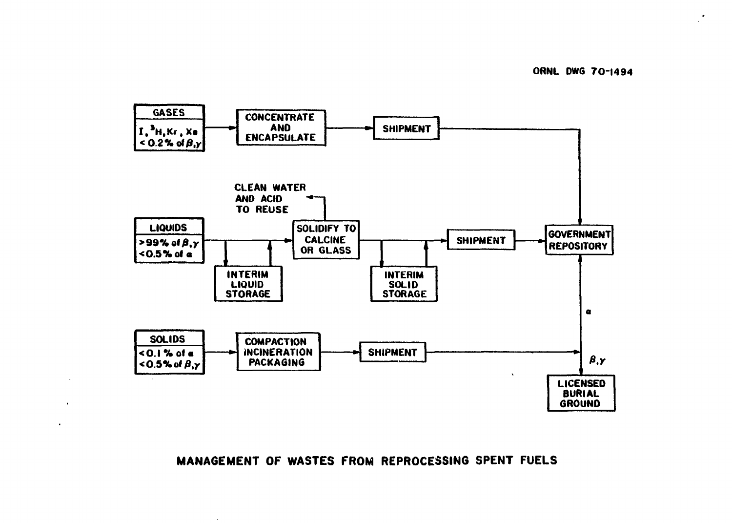ORNL DWG 70-1494

GASES — $I$, $^3H$, $Kr$, $Xe$ — $< 0.2\%$ of $\beta,\gamma$ → CONCENTRATE AND ENCAPSULATE → SHIPMENT → GOVERNMENT REPOSITORY

LIQUIDS — $> 99\%$ of $\beta,\gamma$ — $< 0.5\%$ of $\alpha$ → (INTERIM LIQUID STORAGE) → SOLIDIFY TO CALCINE OR GLASS → (INTERIM SOLID STORAGE) → SHIPMENT → GOVERNMENT REPOSITORY

SOLIDIFY TO CALCINE OR GLASS → CLEAN WATER AND ACID TO REUSE

SOLIDS — $< 0.1\%$ of $\alpha$ — $< 0.5\%$ of $\beta,\gamma$ → COMPACTION INCINERATION PACKAGING → SHIPMENT → $\alpha$: GOVERNMENT REPOSITORY; $\beta,\gamma$: LICENSED BURIAL GROUND

MANAGEMENT OF WASTES FROM REPROCESSING SPENT FUELS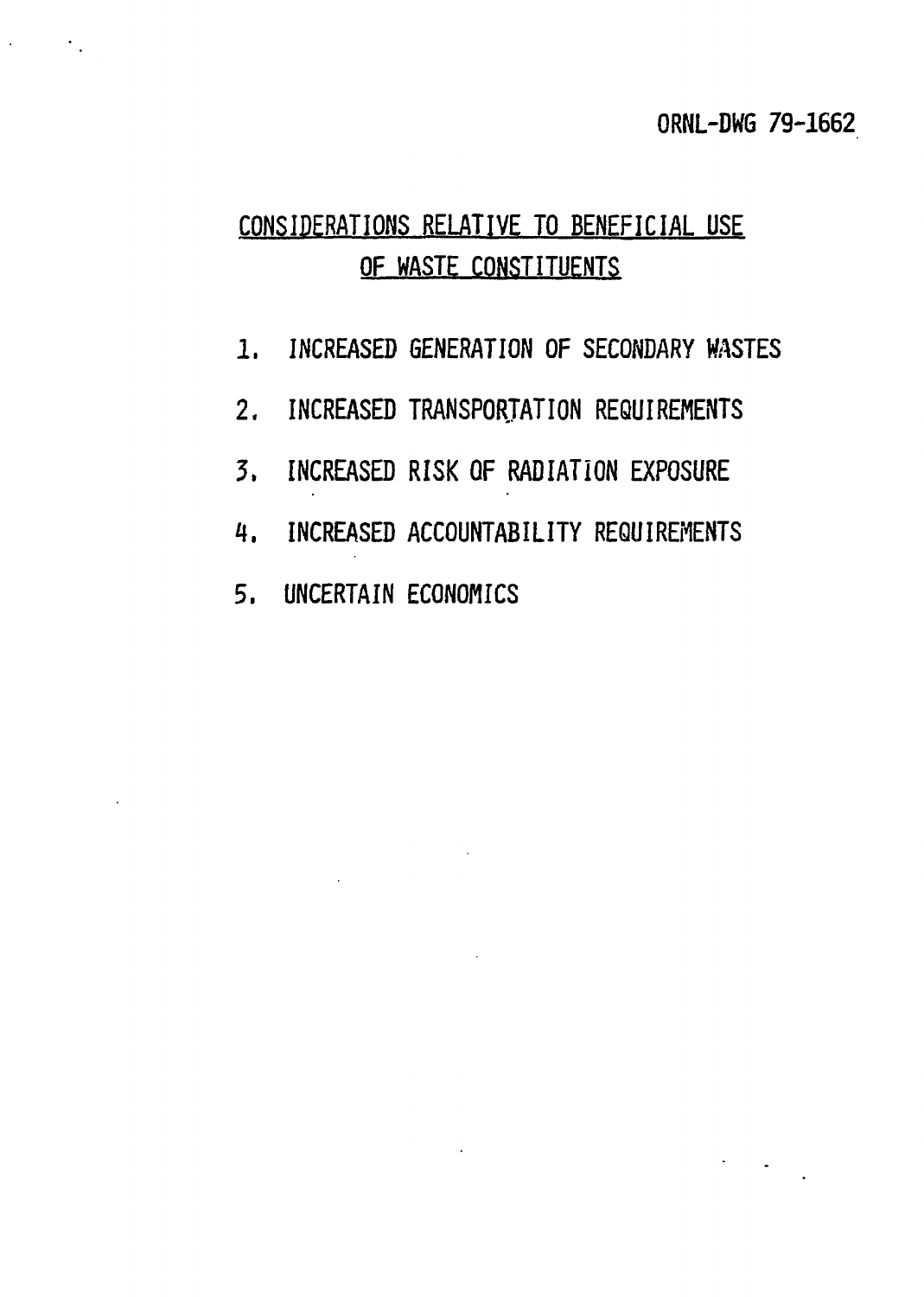ORNL-DWG 79-1662

## CONSIDERATIONS RELATIVE TO BENEFICIAL USE OF WASTE CONSTITUENTS

1. INCREASED GENERATION OF SECONDARY WASTES
2. INCREASED TRANSPORTATION REQUIREMENTS
3. INCREASED RISK OF RADIATION EXPOSURE
4. INCREASED ACCOUNTABILITY REQUIREMENTS
5. UNCERTAIN ECONOMICS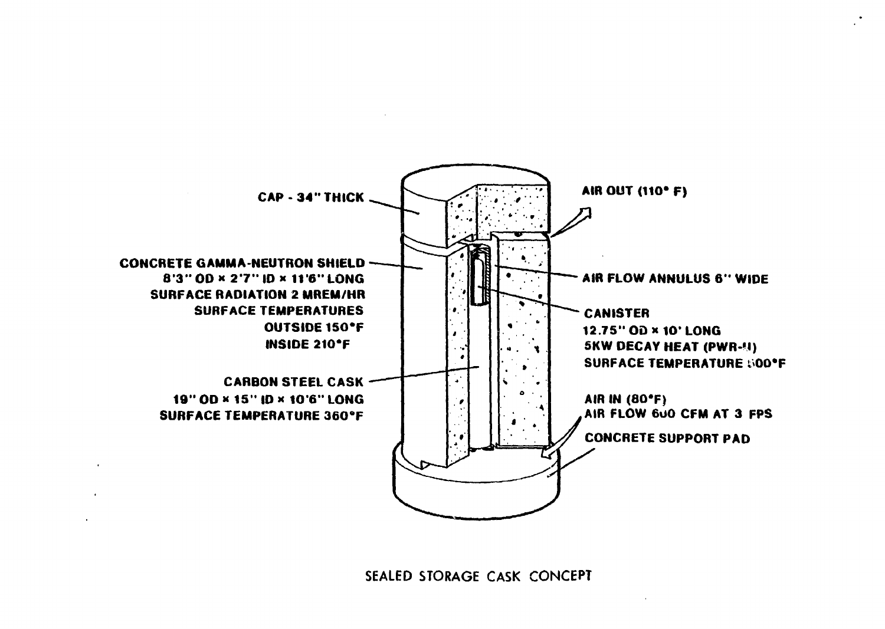CAP - 34" THICK

CONCRETE GAMMA-NEUTRON SHIELD
8'3" OD × 2'7" ID × 11'6" LONG
SURFACE RADIATION 2 MREM/HR
SURFACE TEMPERATURES
OUTSIDE 150°F
INSIDE 210°F

CARBON STEEL CASK
19" OD × 15" ID × 10'6" LONG
SURFACE TEMPERATURE 360°F

AIR OUT (110° F)

AIR FLOW ANNULUS 6" WIDE

CANISTER
12.75" OD × 10' LONG
5KW DECAY HEAT (PWR-U)
SURFACE TEMPERATURE 500°F

AIR IN (80°F)
AIR FLOW 600 CFM AT 3 FPS

CONCRETE SUPPORT PAD

SEALED STORAGE CASK CONCEPT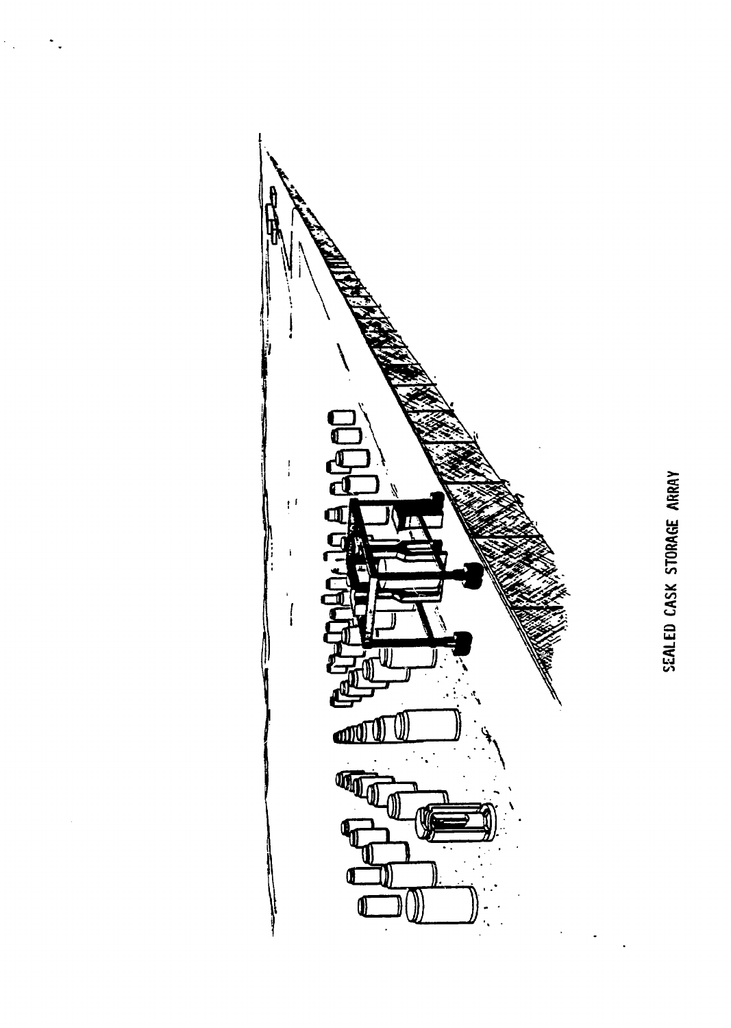SEALED CASK STORAGE ARRAY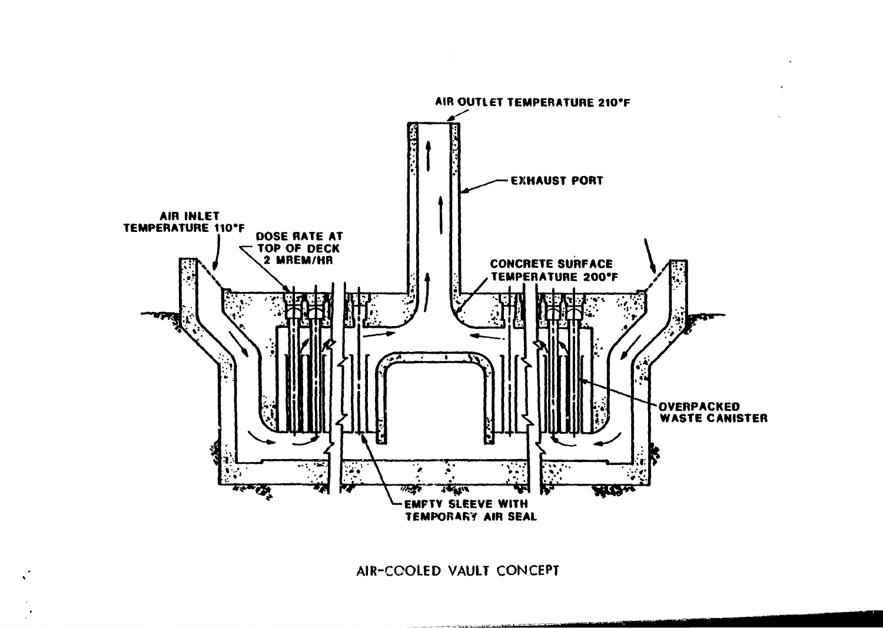AIR OUTLET TEMPERATURE 210°F

EXHAUST PORT

AIR INLET TEMPERATURE 110°F

DOSE RATE AT TOP OF DECK 2 MREM/HR

CONCRETE SURFACE TEMPERATURE 200°F

OVERPACKED WASTE CANISTER

EMPTY SLEEVE WITH TEMPORARY AIR SEAL

AIR-COOLED VAULT CONCEPT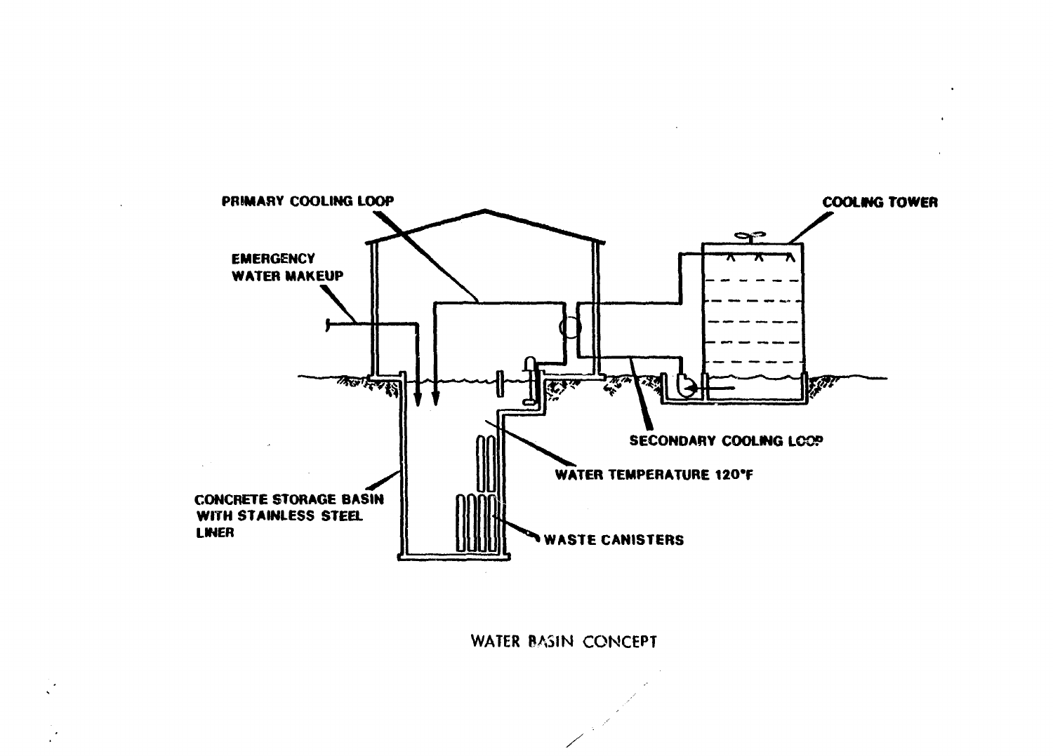PRIMARY COOLING LOOP

COOLING TOWER

EMERGENCY WATER MAKEUP

SECONDARY COOLING LOOP

WATER TEMPERATURE 120°F

CONCRETE STORAGE BASIN WITH STAINLESS STEEL LINER

WASTE CANISTERS

WATER BASIN CONCEPT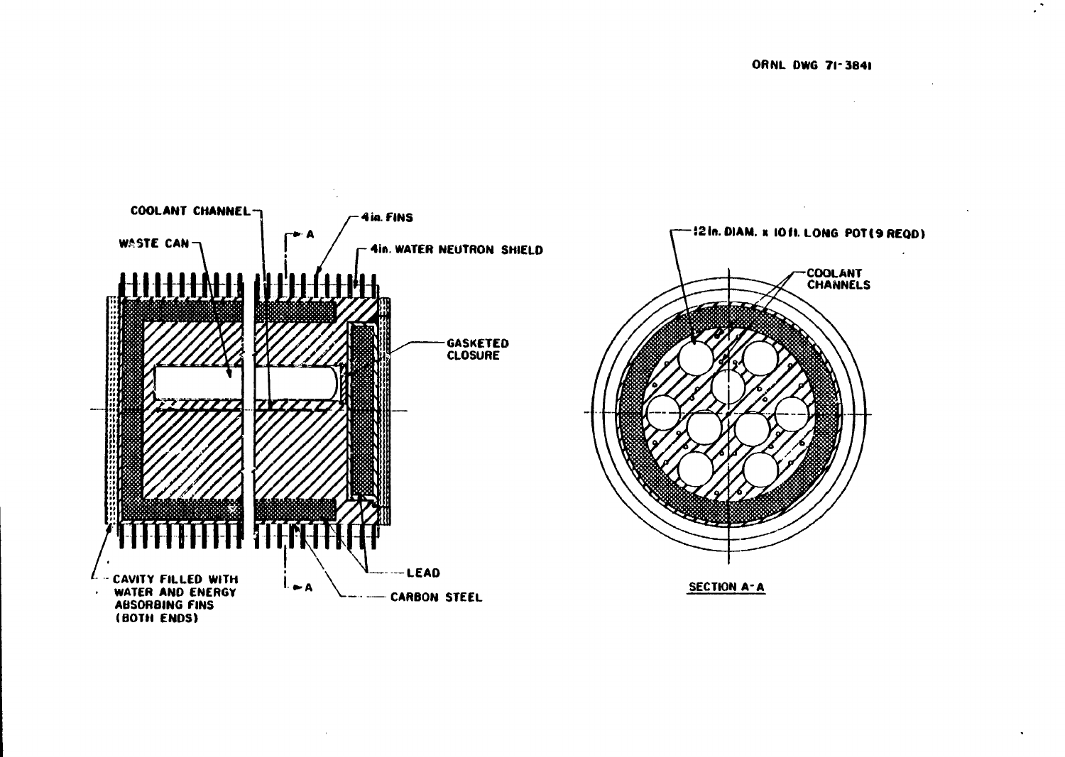ORNL DWG 71-3841

COOLANT CHANNEL

WASTE CAN

4 in. FINS

4 in. WATER NEUTRON SHIELD

GASKETED CLOSURE

LEAD

CARBON STEEL

CAVITY FILLED WITH WATER AND ENERGY ABSORBING FINS (BOTH ENDS)

A

12 in. DIAM. x 10 ft. LONG POT (9 REQD)

COOLANT CHANNELS

SECTION A-A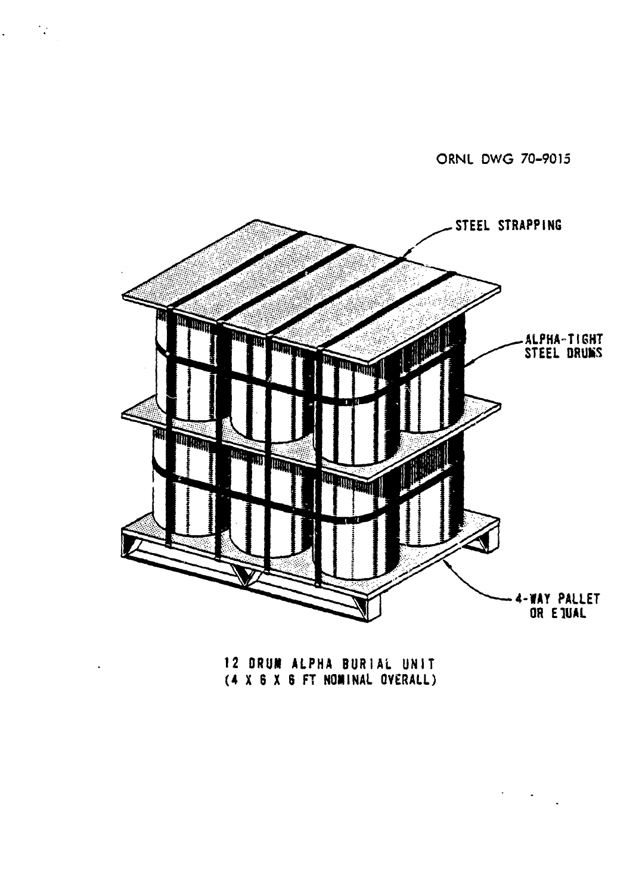ORNL DWG 70-9015

STEEL STRAPPING

ALPHA-TIGHT STEEL DRUMS

4-WAY PALLET OR EQUAL

12 DRUM ALPHA BURIAL UNIT
(4 X 6 X 6 FT NOMINAL OVERALL)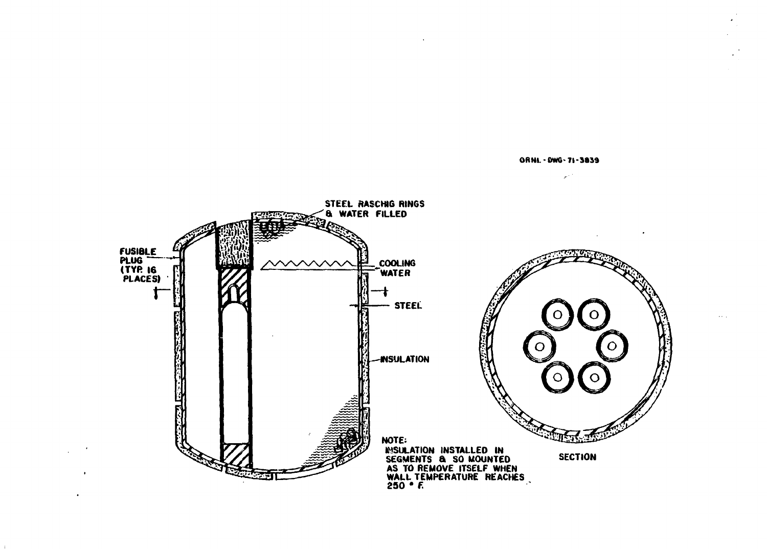ORNL-DWG-71-3839

STEEL RASCHIG RINGS & WATER FILLED

FUSIBLE PLUG (TYP. 16 PLACES)

COOLING WATER

STEEL

INSULATION

NOTE:
INSULATION INSTALLED IN SEGMENTS & SO MOUNTED AS TO REMOVE ITSELF WHEN WALL TEMPERATURE REACHES 250 °F.

SECTION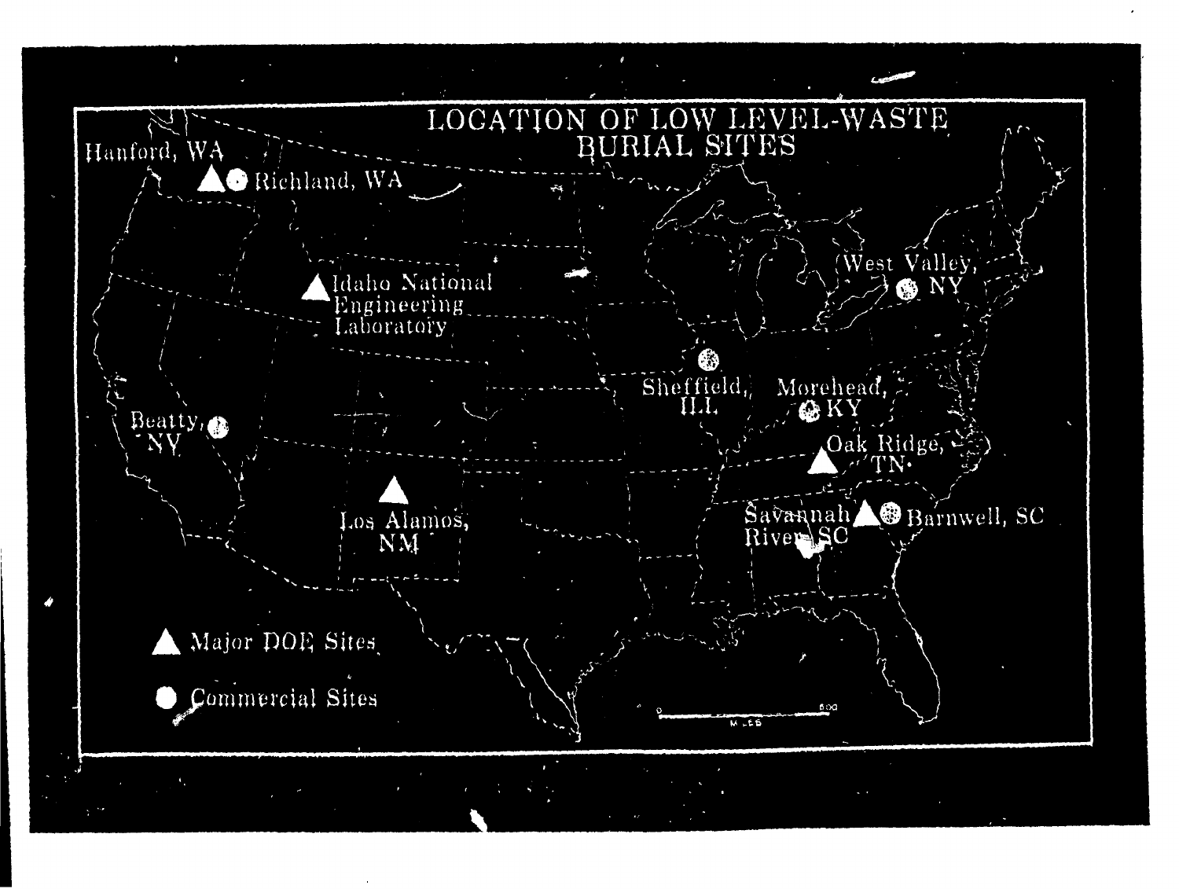# LOCATION OF LOW LEVEL-WASTE BURIAL SITES

Hanford, WA

Richland, WA

Idaho National Engineering Laboratory

West Valley, NY

Sheffield, ILL.

Morehead, KY

Beatty, NV

Oak Ridge, TN

Los Alamos, NM

Savannah River, SC

Barnwell, SC

▲ Major DOE Sites

● Commercial Sites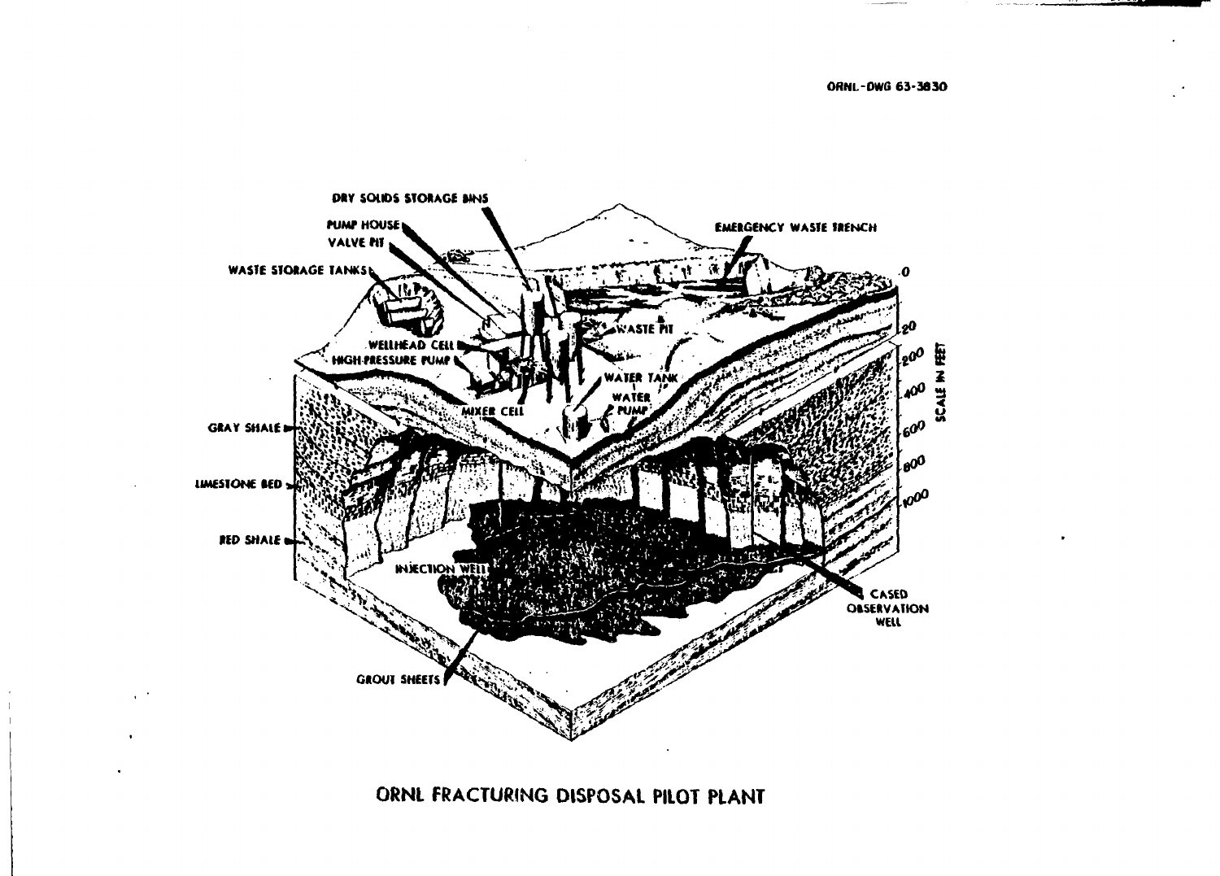ORNL-DWG 63-3830

ORNL FRACTURING DISPOSAL PILOT PLANT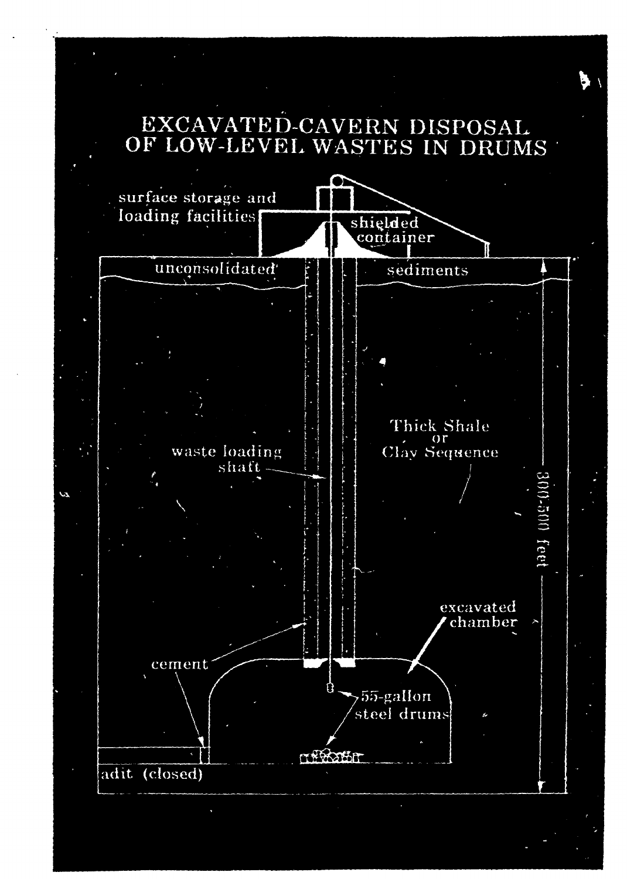# EXCAVATED-CAVERN DISPOSAL OF LOW-LEVEL WASTES IN DRUMS

surface storage and loading facilities

shielded container

unconsolidated sediments

waste loading shaft

Thick Shale or Clay Sequence

300-500 feet

excavated chamber

cement

55-gallon steel drums

adit (closed)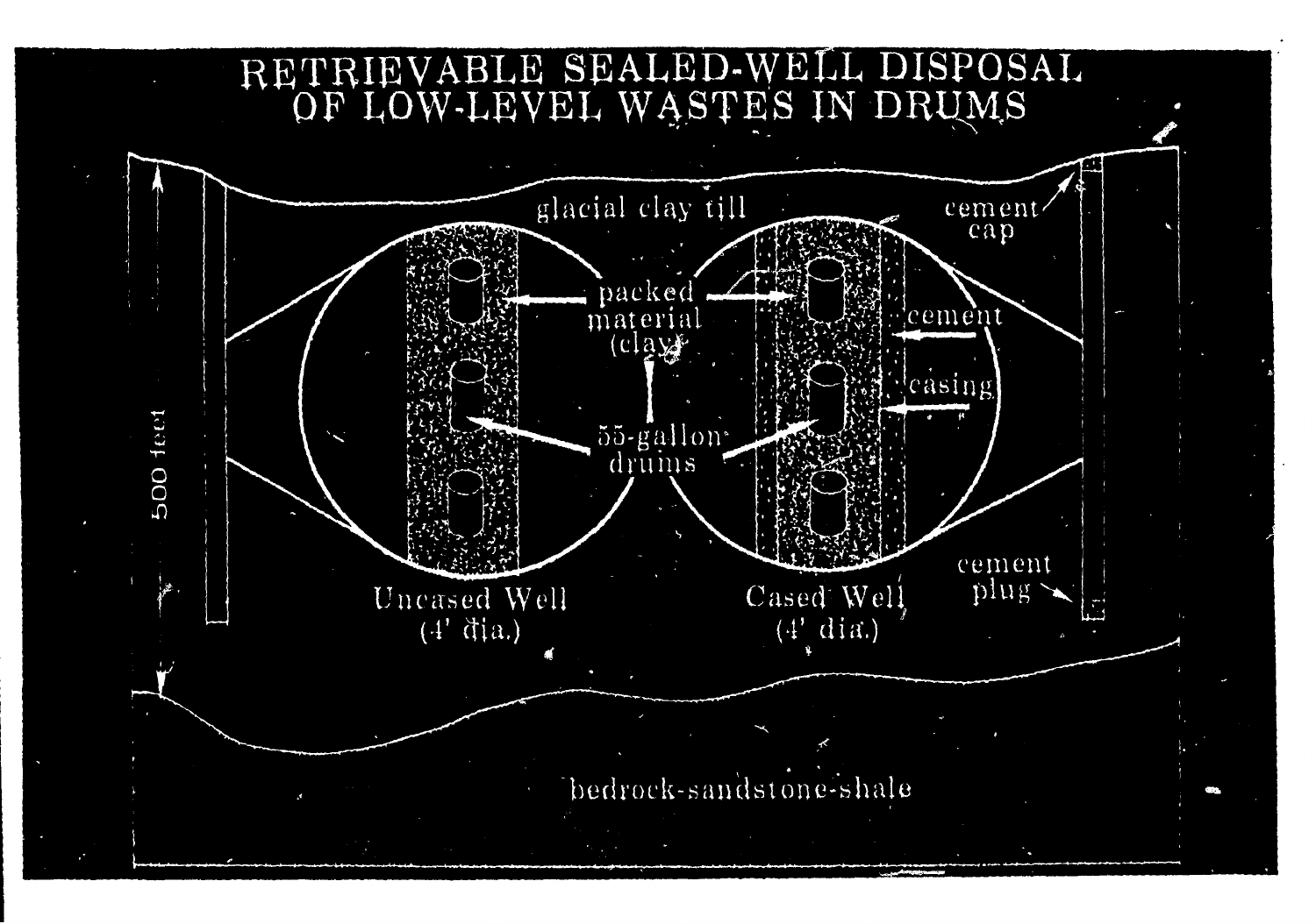# RETRIEVABLE SEALED-WELL DISPOSAL OF LOW-LEVEL WASTES IN DRUMS

glacial clay till

cement cap

packed material (clay)

cement

casing

55-gallon drums

500 feet

Uncased Well (4' dia.)

Cased Well (4' dia.)

cement plug

bedrock-sandstone-shale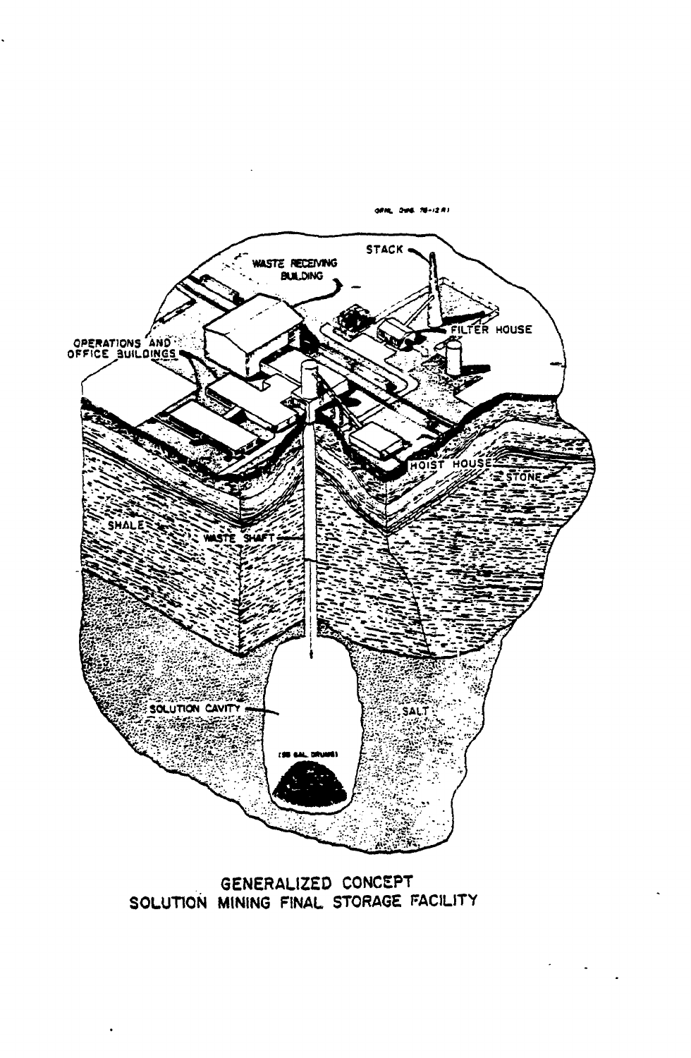GENERALIZED CONCEPT
SOLUTION MINING FINAL STORAGE FACILITY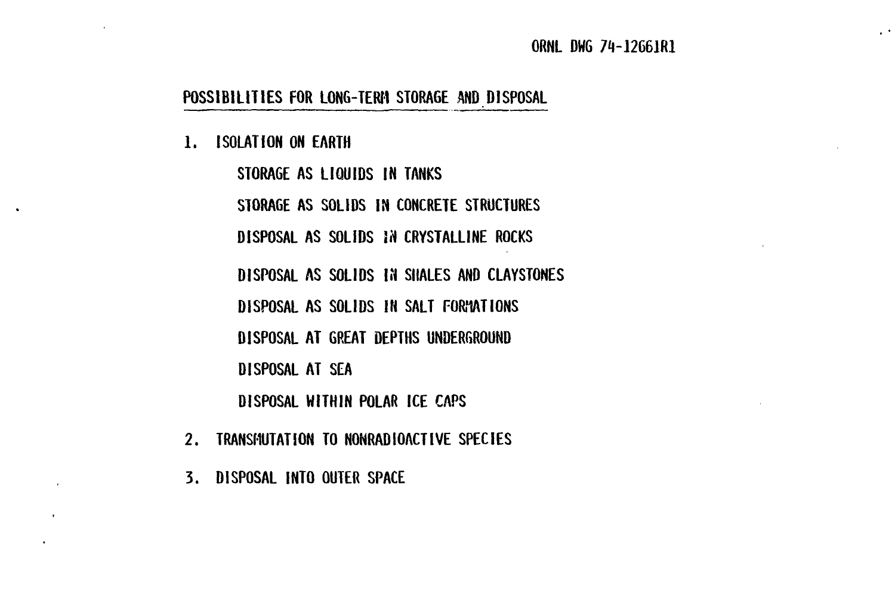ORNL DWG 74-12661R1

## POSSIBILITIES FOR LONG-TERM STORAGE AND DISPOSAL

1. ISOLATION ON EARTH
   - STORAGE AS LIQUIDS IN TANKS
   - STORAGE AS SOLIDS IN CONCRETE STRUCTURES
   - DISPOSAL AS SOLIDS IN CRYSTALLINE ROCKS
   - DISPOSAL AS SOLIDS IN SHALES AND CLAYSTONES
   - DISPOSAL AS SOLIDS IN SALT FORMATIONS
   - DISPOSAL AT GREAT DEPTHS UNDERGROUND
   - DISPOSAL AT SEA
   - DISPOSAL WITHIN POLAR ICE CAPS
2. TRANSMUTATION TO NONRADIOACTIVE SPECIES
3. DISPOSAL INTO OUTER SPACE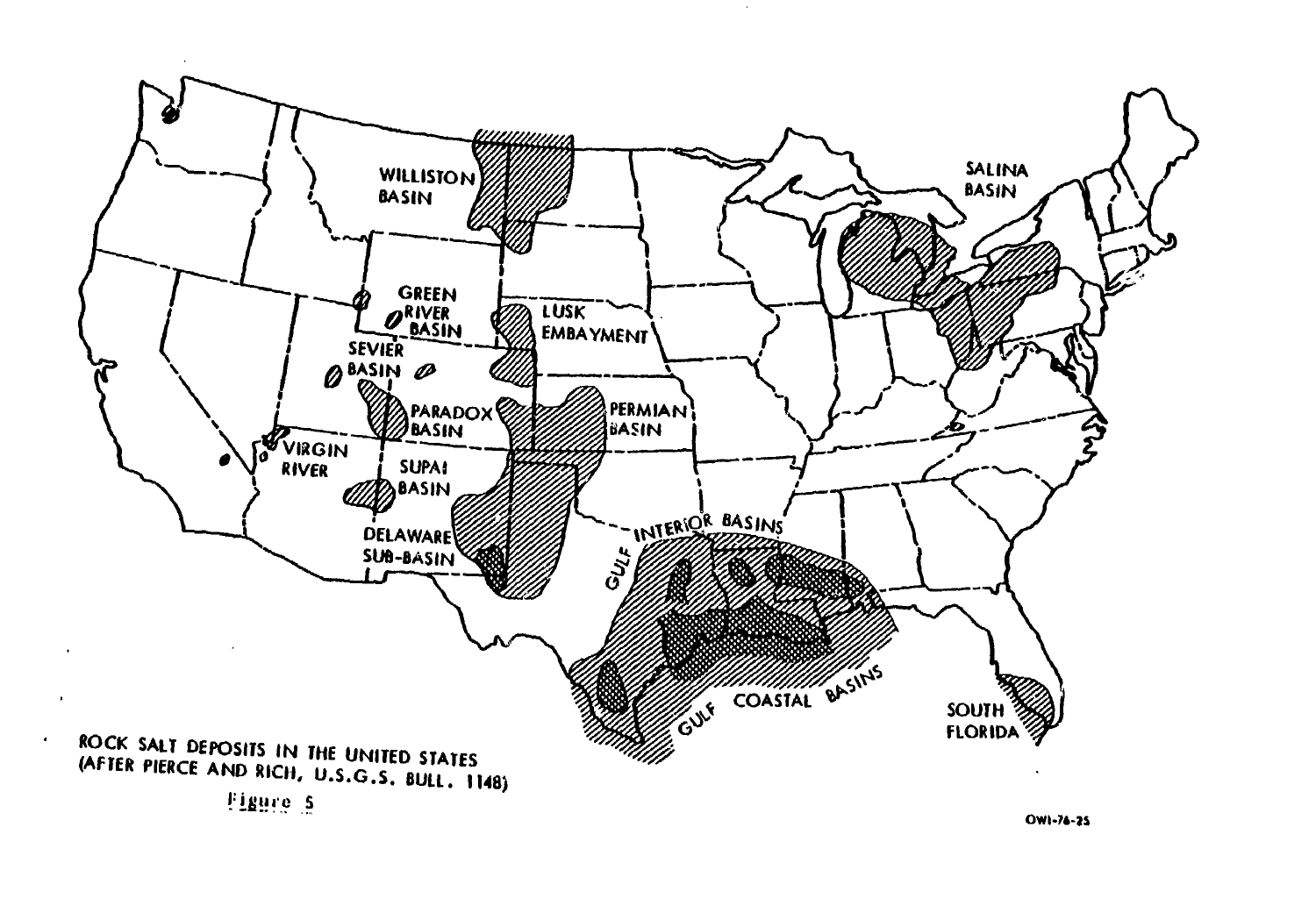ROCK SALT DEPOSITS IN THE UNITED STATES
(AFTER PIERCE AND RICH, U.S.G.S. BULL. 1148)

Figure 5

OWI-76-25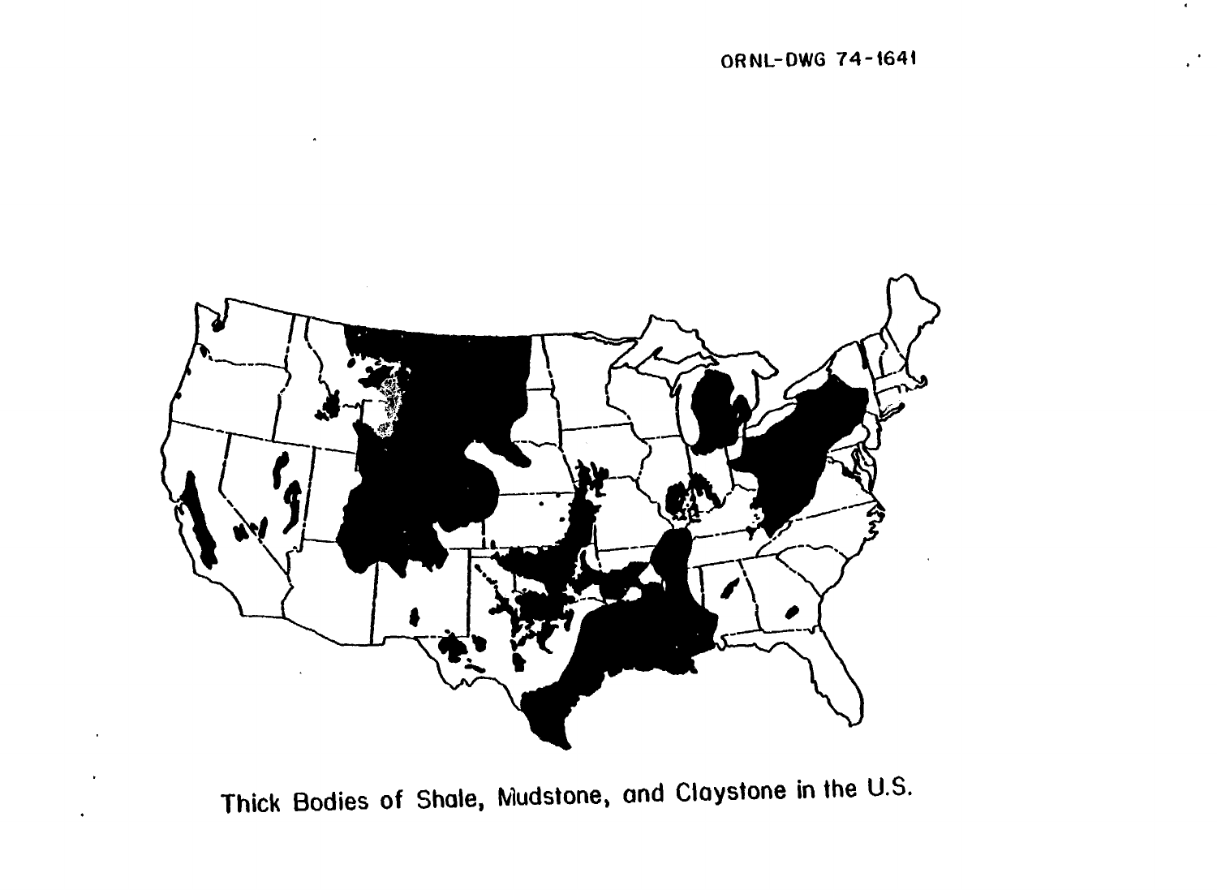ORNL-DWG 74-1641

Thick Bodies of Shale, Mudstone, and Claystone in the U.S.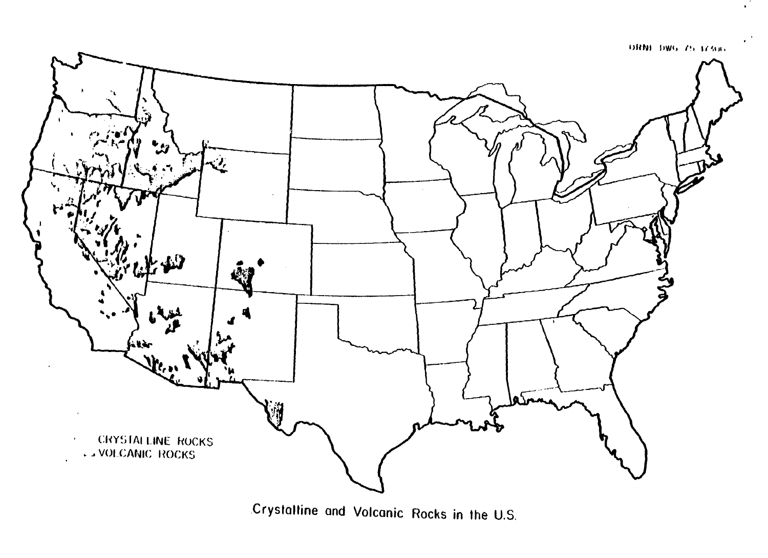ORNL DWG 75-17306

CRYSTALLINE ROCKS
VOLCANIC ROCKS

Crystalline and Volcanic Rocks in the U.S.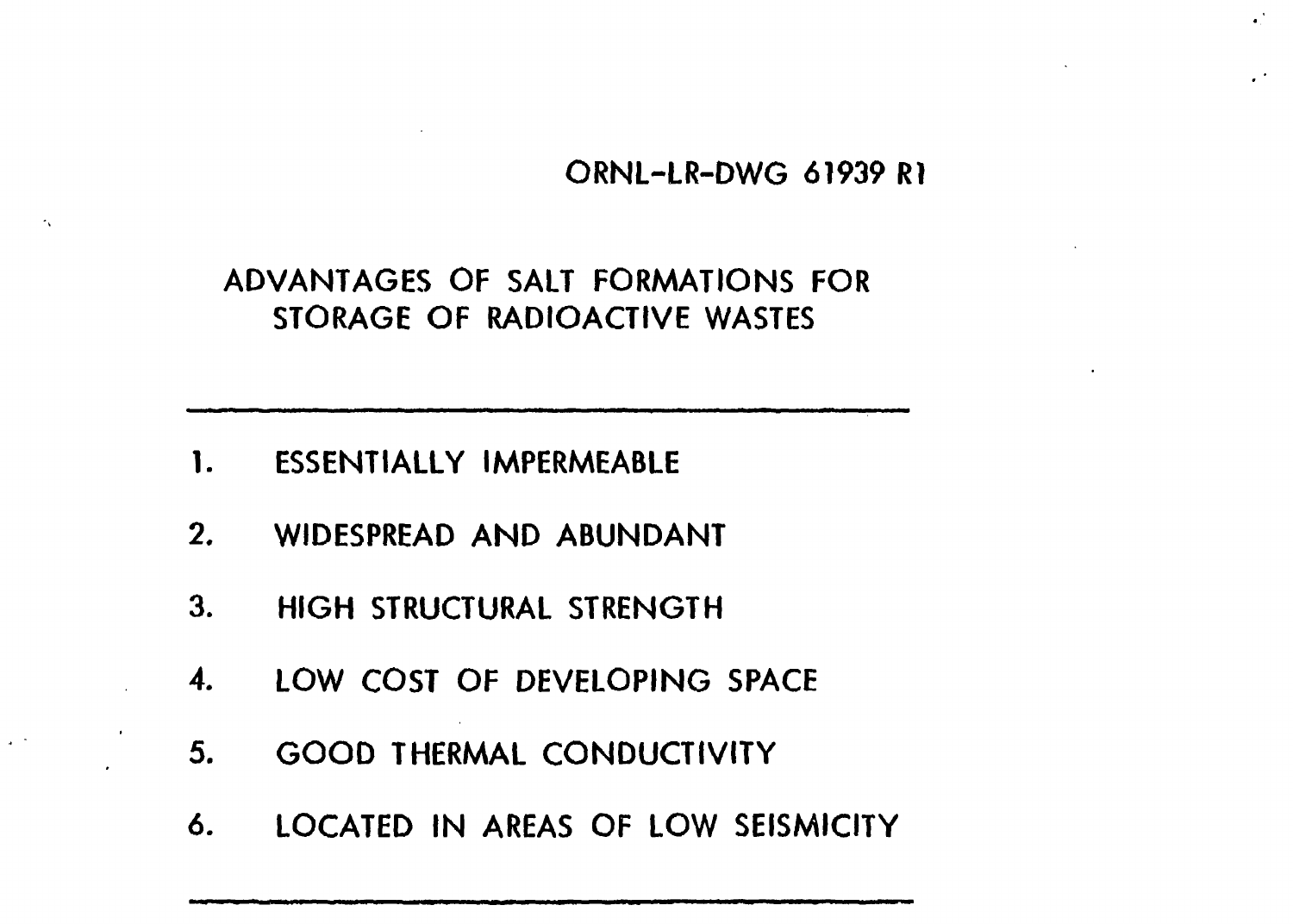ORNL-LR-DWG 61939 R1

## ADVANTAGES OF SALT FORMATIONS FOR STORAGE OF RADIOACTIVE WASTES

---

1. ESSENTIALLY IMPERMEABLE
2. WIDESPREAD AND ABUNDANT
3. HIGH STRUCTURAL STRENGTH
4. LOW COST OF DEVELOPING SPACE
5. GOOD THERMAL CONDUCTIVITY
6. LOCATED IN AREAS OF LOW SEISMICITY

---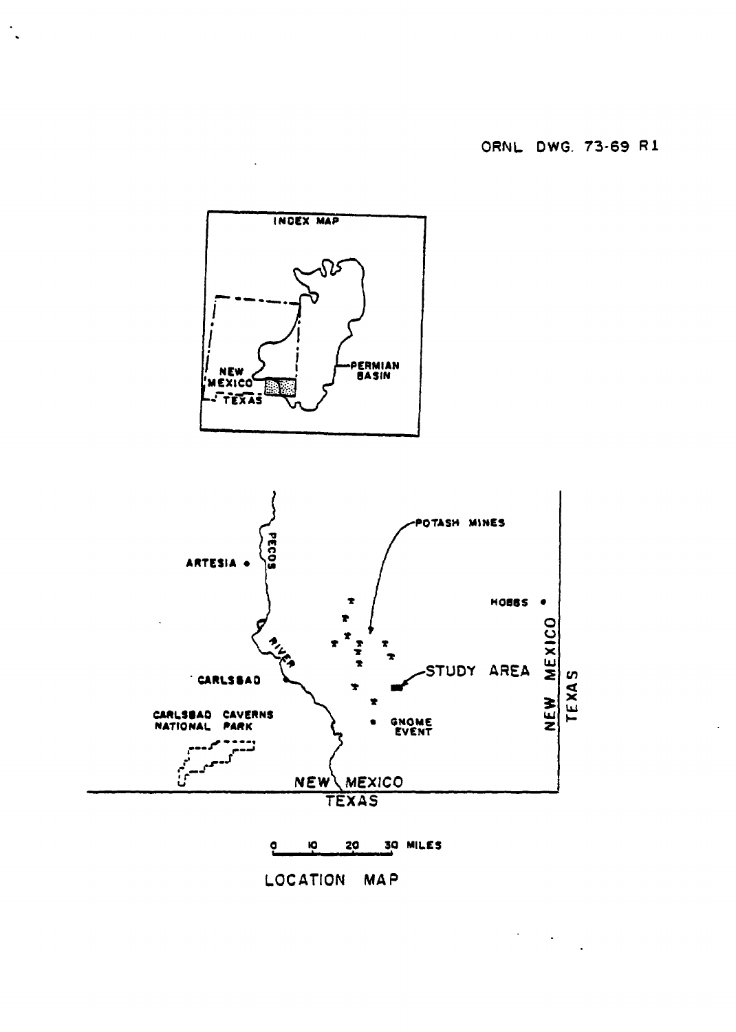ORNL DWG. 73-69 R1

INDEX MAP

NEW MEXICO

TEXAS

PERMIAN BASIN

POTASH MINES

ARTESIA

PECOS RIVER

HOBBS

CARLSBAD

STUDY AREA

CARLSBAD CAVERNS NATIONAL PARK

GNOME EVENT

NEW MEXICO

TEXAS

0 10 20 30 MILES

LOCATION MAP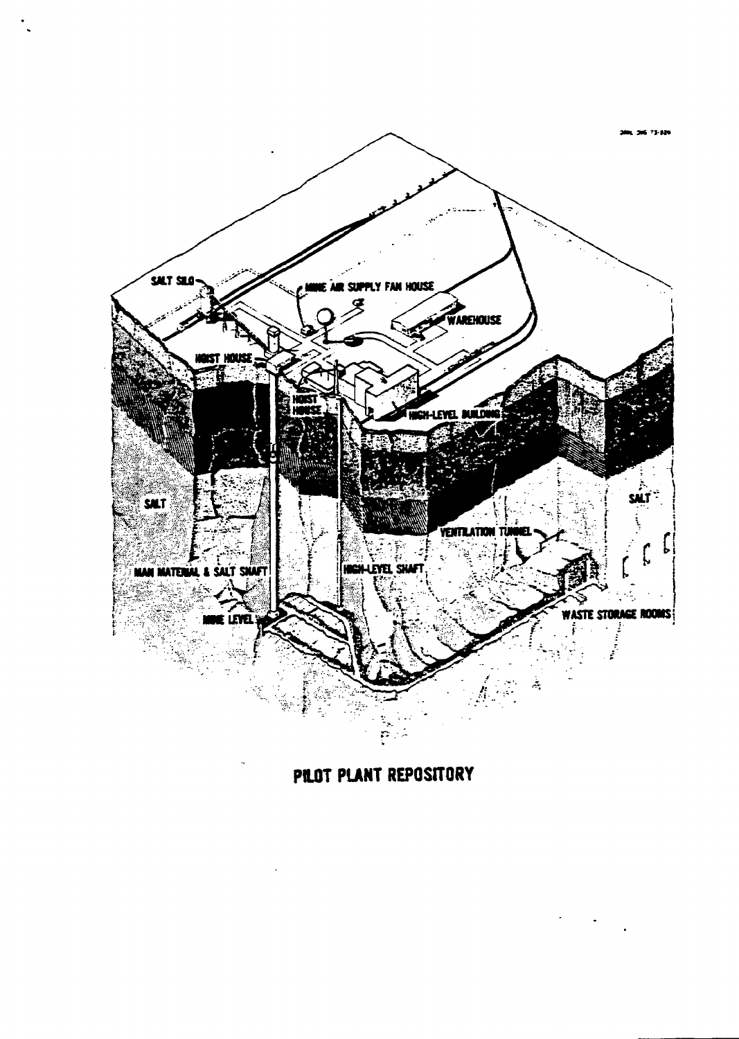SALT SILO

MINE AIR SUPPLY FAN HOUSE

WAREHOUSE

HOIST HOUSE

HOIST HOUSE

HIGH-LEVEL BUILDING

SALT

SALT

VENTILATION TUNNEL

MAN MATERIAL & SALT SHAFT

HIGH-LEVEL SHAFT

MINE LEVEL

WASTE STORAGE ROOMS

PILOT PLANT REPOSITORY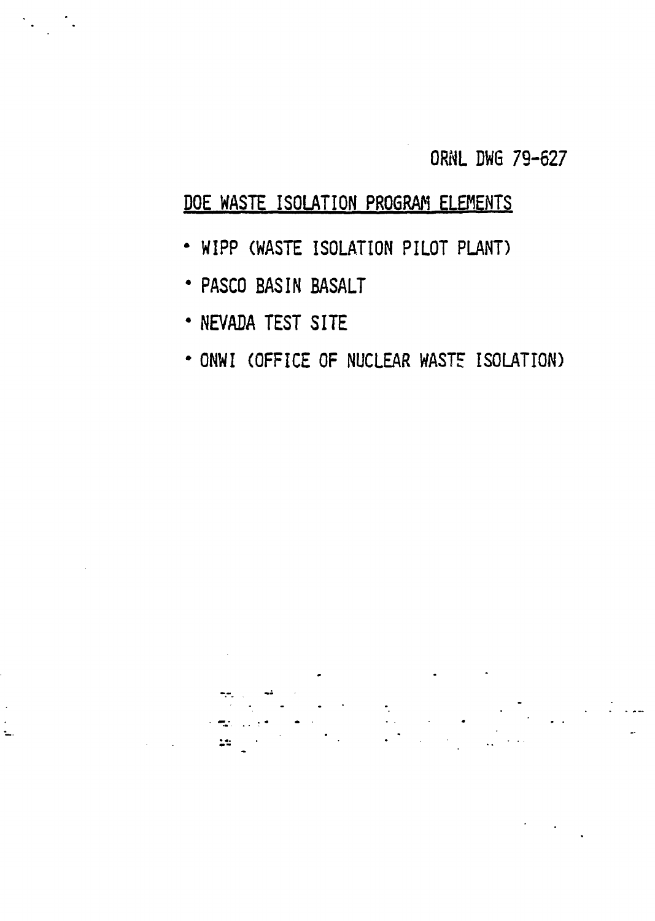ORNL DWG 79-627

## DOE WASTE ISOLATION PROGRAM ELEMENTS

- WIPP (WASTE ISOLATION PILOT PLANT)
- PASCO BASIN BASALT
- NEVADA TEST SITE
- ONWI (OFFICE OF NUCLEAR WASTE ISOLATION)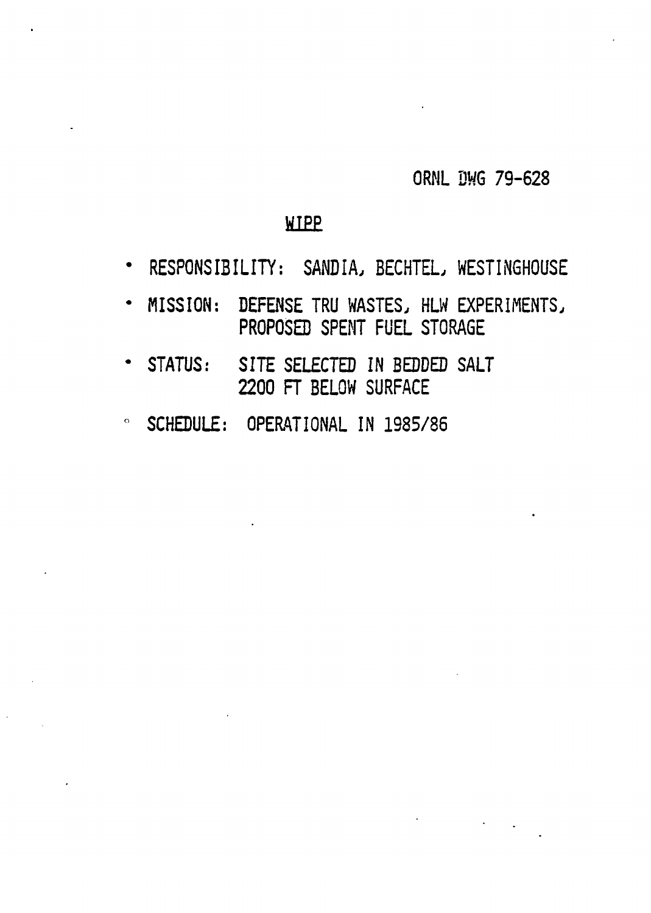ORNL DWG 79-628

## WIPP

- RESPONSIBILITY: SANDIA, BECHTEL, WESTINGHOUSE
- MISSION: DEFENSE TRU WASTES, HLW EXPERIMENTS, PROPOSED SPENT FUEL STORAGE
- STATUS: SITE SELECTED IN BEDDED SALT 2200 FT BELOW SURFACE
- SCHEDULE: OPERATIONAL IN 1985/86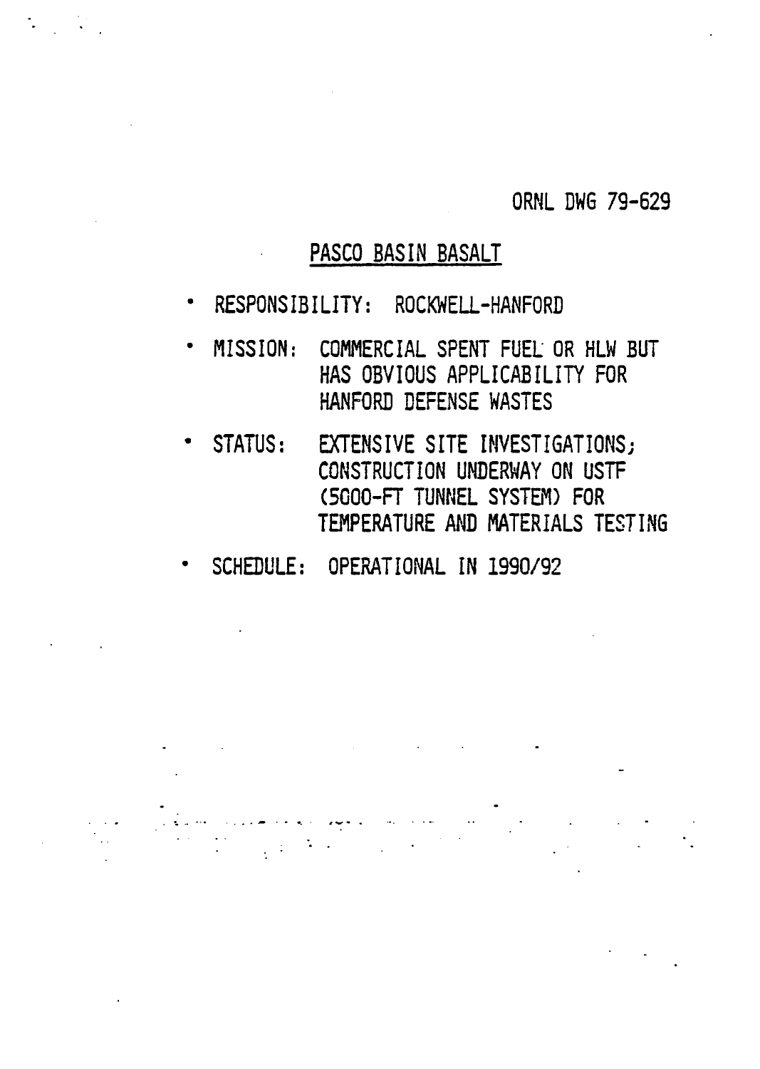ORNL DWG 79-629

## PASCO BASIN BASALT

- RESPONSIBILITY: ROCKWELL-HANFORD
- MISSION: COMMERCIAL SPENT FUEL OR HLW BUT HAS OBVIOUS APPLICABILITY FOR HANFORD DEFENSE WASTES
- STATUS: EXTENSIVE SITE INVESTIGATIONS; CONSTRUCTION UNDERWAY ON USTF (5000-FT TUNNEL SYSTEM) FOR TEMPERATURE AND MATERIALS TESTING
- SCHEDULE: OPERATIONAL IN 1990/92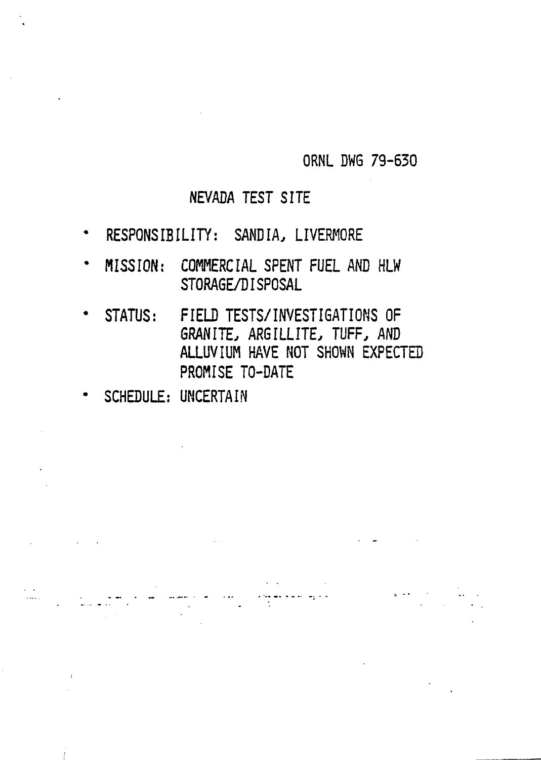ORNL DWG 79-630

## NEVADA TEST SITE

- RESPONSIBILITY: SANDIA, LIVERMORE
- MISSION: COMMERCIAL SPENT FUEL AND HLW STORAGE/DISPOSAL
- STATUS: FIELD TESTS/INVESTIGATIONS OF GRANITE, ARGILLITE, TUFF, AND ALLUVIUM HAVE NOT SHOWN EXPECTED PROMISE TO-DATE
- SCHEDULE: UNCERTAIN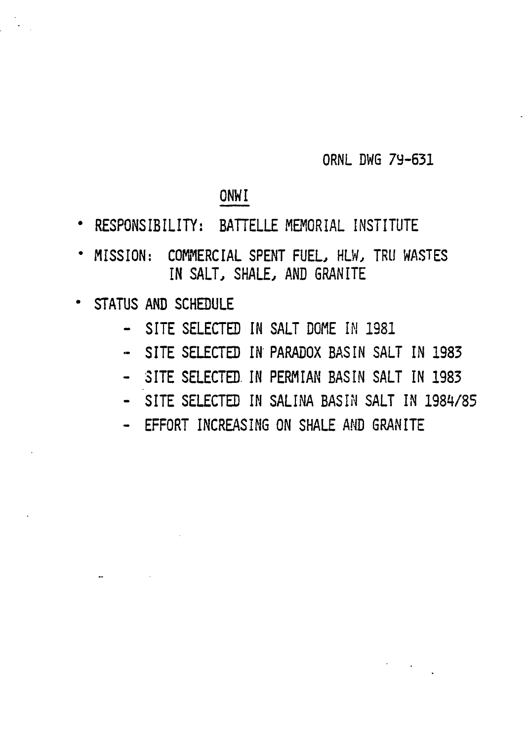ORNL DWG 79-631

## ONWI

- RESPONSIBILITY: BATTELLE MEMORIAL INSTITUTE
- MISSION: COMMERCIAL SPENT FUEL, HLW, TRU WASTES IN SALT, SHALE, AND GRANITE
- STATUS AND SCHEDULE
  - SITE SELECTED IN SALT DOME IN 1981
  - SITE SELECTED IN PARADOX BASIN SALT IN 1983
  - SITE SELECTED IN PERMIAN BASIN SALT IN 1983
  - SITE SELECTED IN SALINA BASIN SALT IN 1984/85
  - EFFORT INCREASING ON SHALE AND GRANITE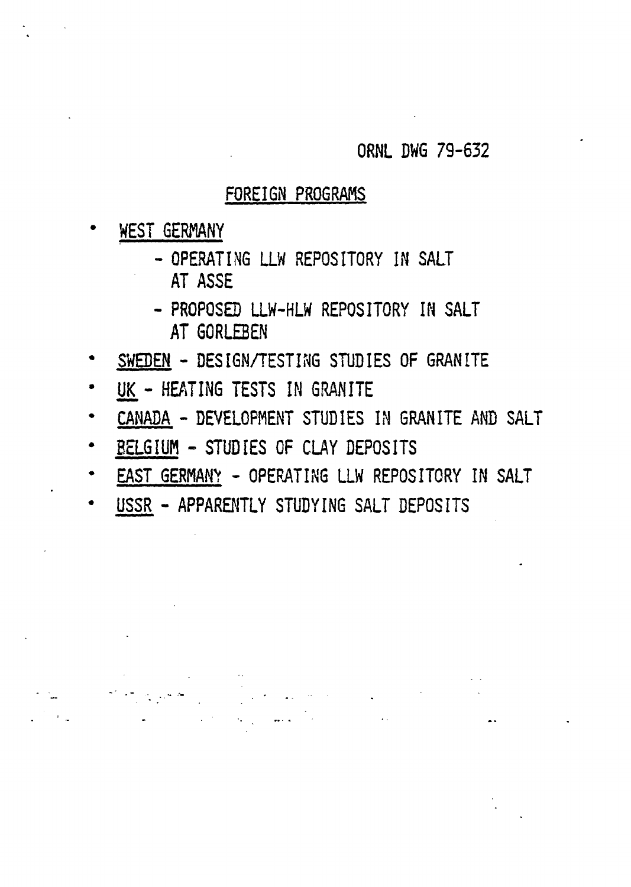ORNL DWG 79-632

## FOREIGN PROGRAMS

- WEST GERMANY
  - OPERATING LLW REPOSITORY IN SALT AT ASSE
  - PROPOSED LLW-HLW REPOSITORY IN SALT AT GORLEBEN
- SWEDEN - DESIGN/TESTING STUDIES OF GRANITE
- UK - HEATING TESTS IN GRANITE
- CANADA - DEVELOPMENT STUDIES IN GRANITE AND SALT
- BELGIUM - STUDIES OF CLAY DEPOSITS
- EAST GERMANY - OPERATING LLW REPOSITORY IN SALT
- USSR - APPARENTLY STUDYING SALT DEPOSITS